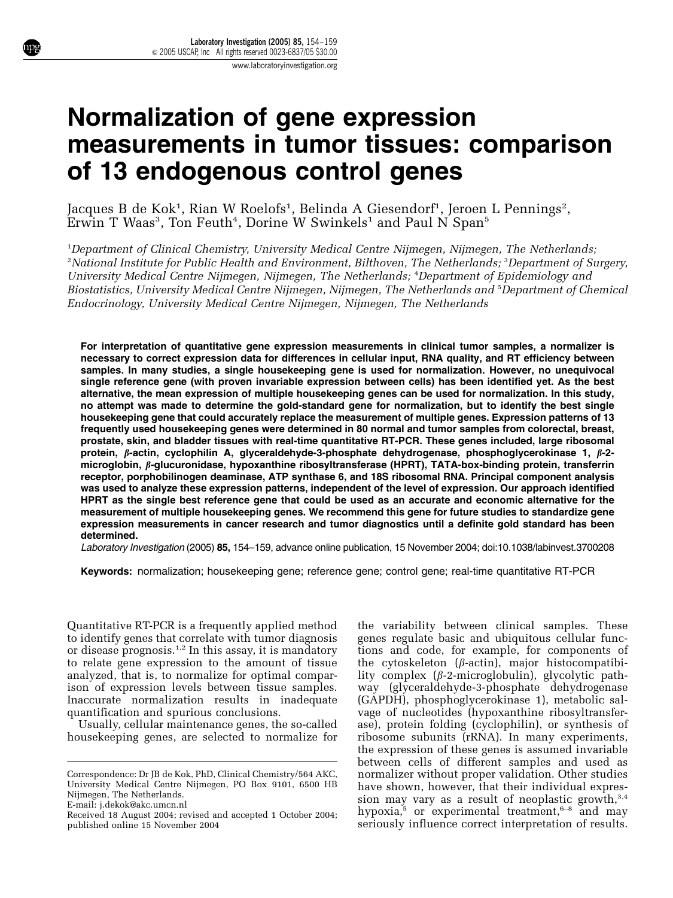# Normalization of gene expression measurements in tumor tissues: comparison of 13 endogenous control genes

Jacques B de Kok[1], Rian W Roelofs[1], Belinda A Giesendorf[1], Jeroen L Pennings[2], Erwin T Waas[3], Ton Feuth[4], Dorine W Swinkels[1] and Paul N Span[5]

[1]*Department of Clinical Chemistry, University Medical Centre Nijmegen, Nijmegen, The Netherlands;* [2]*National Institute for Public Health and Environment, Bilthoven, The Netherlands;* [3]*Department of Surgery, University Medical Centre Nijmegen, Nijmegen, The Netherlands;* [4]*Department of Epidemiology and Biostatistics, University Medical Centre Nijmegen, Nijmegen, The Netherlands and* [5]*Department of Chemical Endocrinology, University Medical Centre Nijmegen, Nijmegen, The Netherlands*

**For interpretation of quantitative gene expression measurements in clinical tumor samples, a normalizer is necessary to correct expression data for differences in cellular input, RNA quality, and RT efficiency between samples. In many studies, a single housekeeping gene is used for normalization. However, no unequivocal single reference gene (with proven invariable expression between cells) has been identified yet. As the best alternative, the mean expression of multiple housekeeping genes can be used for normalization. In this study, no attempt was made to determine the gold-standard gene for normalization, but to identify the best single housekeeping gene that could accurately replace the measurement of multiple genes. Expression patterns of 13 frequently used housekeeping genes were determined in 80 normal and tumor samples from colorectal, breast, prostate, skin, and bladder tissues with real-time quantitative RT-PCR. These genes included, large ribosomal protein, *β*-actin, cyclophilin A, glyceraldehyde-3-phosphate dehydrogenase, phosphoglycerokinase 1, *β*-2-microglobin, *β*-glucuronidase, hypoxanthine ribosyltransferase (HPRT), TATA-box-binding protein, transferrin receptor, porphobilinogen deaminase, ATP synthase 6, and 18S ribosomal RNA. Principal component analysis was used to analyze these expression patterns, independent of the level of expression. Our approach identified HPRT as the single best reference gene that could be used as an accurate and economic alternative for the measurement of multiple housekeeping genes. We recommend this gene for future studies to standardize gene expression measurements in cancer research and tumor diagnostics until a definite gold standard has been determined.**

*Laboratory Investigation* (2005) **85,** 154–159, advance online publication, 15 November 2004; doi:10.1038/labinvest.3700208

**Keywords:** normalization; housekeeping gene; reference gene; control gene; real-time quantitative RT-PCR

Quantitative RT-PCR is a frequently applied method to identify genes that correlate with tumor diagnosis or disease prognosis.[1,2] In this assay, it is mandatory to relate gene expression to the amount of tissue analyzed, that is, to normalize for optimal comparison of expression levels between tissue samples. Inaccurate normalization results in inadequate quantification and spurious conclusions.

Usually, cellular maintenance genes, the so-called housekeeping genes, are selected to normalize for the variability between clinical samples. These genes regulate basic and ubiquitous cellular functions and code, for example, for components of the cytoskeleton (*β*-actin), major histocompatibility complex (*β*-2-microglobulin), glycolytic pathway (glyceraldehyde-3-phosphate dehydrogenase (GAPDH), phosphoglycerokinase 1), metabolic salvage of nucleotides (hypoxanthine ribosyltransferase), protein folding (cyclophilin), or synthesis of ribosome subunits (rRNA). In many experiments, the expression of these genes is assumed invariable between cells of different samples and used as normalizer without proper validation. Other studies have shown, however, that their individual expression may vary as a result of neoplastic growth,[3,4] hypoxia,[5] or experimental treatment,[6–8] and may seriously influence correct interpretation of results.

Correspondence: Dr JB de Kok, PhD, Clinical Chemistry/564 AKC, University Medical Centre Nijmegen, PO Box 9101, 6500 HB Nijmegen, The Netherlands.
E-mail: j.dekok@akc.umcn.nl
Received 18 August 2004; revised and accepted 1 October 2004; published online 15 November 2004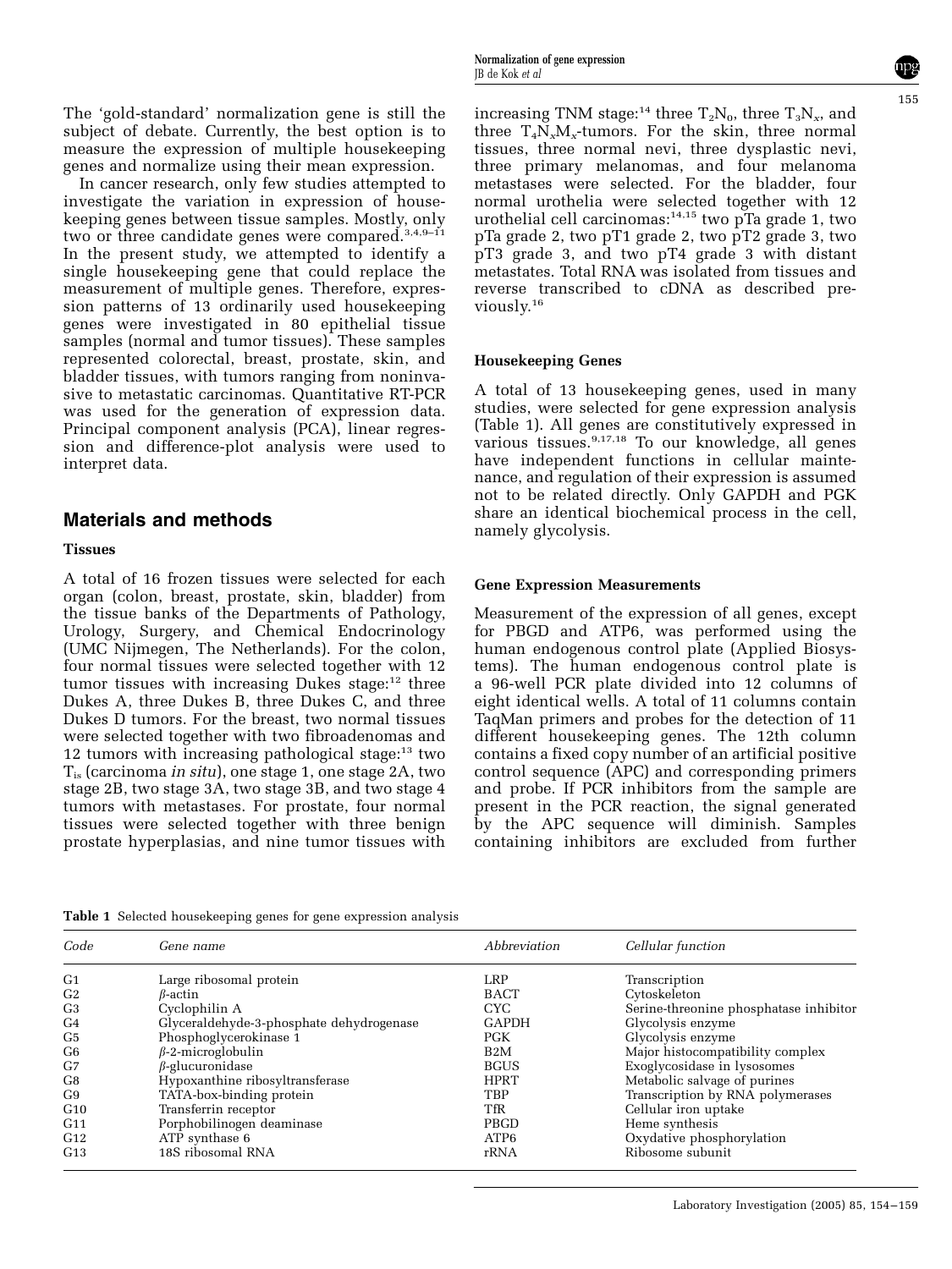The 'gold-standard' normalization gene is still the subject of debate. Currently, the best option is to measure the expression of multiple housekeeping genes and normalize using their mean expression.

In cancer research, only few studies attempted to investigate the variation in expression of housekeeping genes between tissue samples. Mostly, only two or three candidate genes were compared.[3,4,9–11] In the present study, we attempted to identify a single housekeeping gene that could replace the measurement of multiple genes. Therefore, expression patterns of 13 ordinarily used housekeeping genes were investigated in 80 epithelial tissue samples (normal and tumor tissues). These samples represented colorectal, breast, prostate, skin, and bladder tissues, with tumors ranging from noninvasive to metastatic carcinomas. Quantitative RT-PCR was used for the generation of expression data. Principal component analysis (PCA), linear regression and difference-plot analysis were used to interpret data.

## Materials and methods

### Tissues

A total of 16 frozen tissues were selected for each organ (colon, breast, prostate, skin, bladder) from the tissue banks of the Departments of Pathology, Urology, Surgery, and Chemical Endocrinology (UMC Nijmegen, The Netherlands). For the colon, four normal tissues were selected together with 12 tumor tissues with increasing Dukes stage:[12] three Dukes A, three Dukes B, three Dukes C, and three Dukes D tumors. For the breast, two normal tissues were selected together with two fibroadenomas and 12 tumors with increasing pathological stage:[13] two $T_{is}$ (carcinoma *in situ*), one stage 1, one stage 2A, two stage 2B, two stage 3A, two stage 3B, and two stage 4 tumors with metastases. For prostate, four normal tissues were selected together with three benign prostate hyperplasias, and nine tumor tissues with increasing TNM stage:[14] three $T_2N_0$, three $T_3N_x$, and three $T_4N_xM_x$-tumors. For the skin, three normal tissues, three normal nevi, three dysplastic nevi, three primary melanomas, and four melanoma metastases were selected. For the bladder, four normal urothelia were selected together with 12 urothelial cell carcinomas:[14,15] two pTa grade 1, two pTa grade 2, two pT1 grade 2, two pT2 grade 3, two pT3 grade 3, and two pT4 grade 3 with distant metastates. Total RNA was isolated from tissues and reverse transcribed to cDNA as described previously.[16]

### Housekeeping Genes

A total of 13 housekeeping genes, used in many studies, were selected for gene expression analysis (Table 1). All genes are constitutively expressed in various tissues.[9,17,18] To our knowledge, all genes have independent functions in cellular maintenance, and regulation of their expression is assumed not to be related directly. Only GAPDH and PGK share an identical biochemical process in the cell, namely glycolysis.

### Gene Expression Measurements

Measurement of the expression of all genes, except for PBGD and ATP6, was performed using the human endogenous control plate (Applied Biosystems). The human endogenous control plate is a 96-well PCR plate divided into 12 columns of eight identical wells. A total of 11 columns contain TaqMan primers and probes for the detection of 11 different housekeeping genes. The 12th column contains a fixed copy number of an artificial positive control sequence (APC) and corresponding primers and probe. If PCR inhibitors from the sample are present in the PCR reaction, the signal generated by the APC sequence will diminish. Samples containing inhibitors are excluded from further

**Table 1** Selected housekeeping genes for gene expression analysis

| *Code* | *Gene name* | *Abbreviation* | *Cellular function* |
|---|---|---|---|
| G1 | Large ribosomal protein | LRP | Transcription |
| G2 | β-actin | BACT | Cytoskeleton |
| G3 | Cyclophilin A | CYC | Serine-threonine phosphatase inhibitor |
| G4 | Glyceraldehyde-3-phosphate dehydrogenase | GAPDH | Glycolysis enzyme |
| G5 | Phosphoglycerokinase 1 | PGK | Glycolysis enzyme |
| G6 | β-2-microglobulin | B2M | Major histocompatibility complex |
| G7 | β-glucuronidase | BGUS | Exoglycosidase in lysosomes |
| G8 | Hypoxanthine ribosyltransferase | HPRT | Metabolic salvage of purines |
| G9 | TATA-box-binding protein | TBP | Transcription by RNA polymerases |
| G10 | Transferrin receptor | TfR | Cellular iron uptake |
| G11 | Porphobilinogen deaminase | PBGD | Heme synthesis |
| G12 | ATP synthase 6 | ATP6 | Oxydative phosphorylation |
| G13 | 18S ribosomal RNA | rRNA | Ribosome subunit |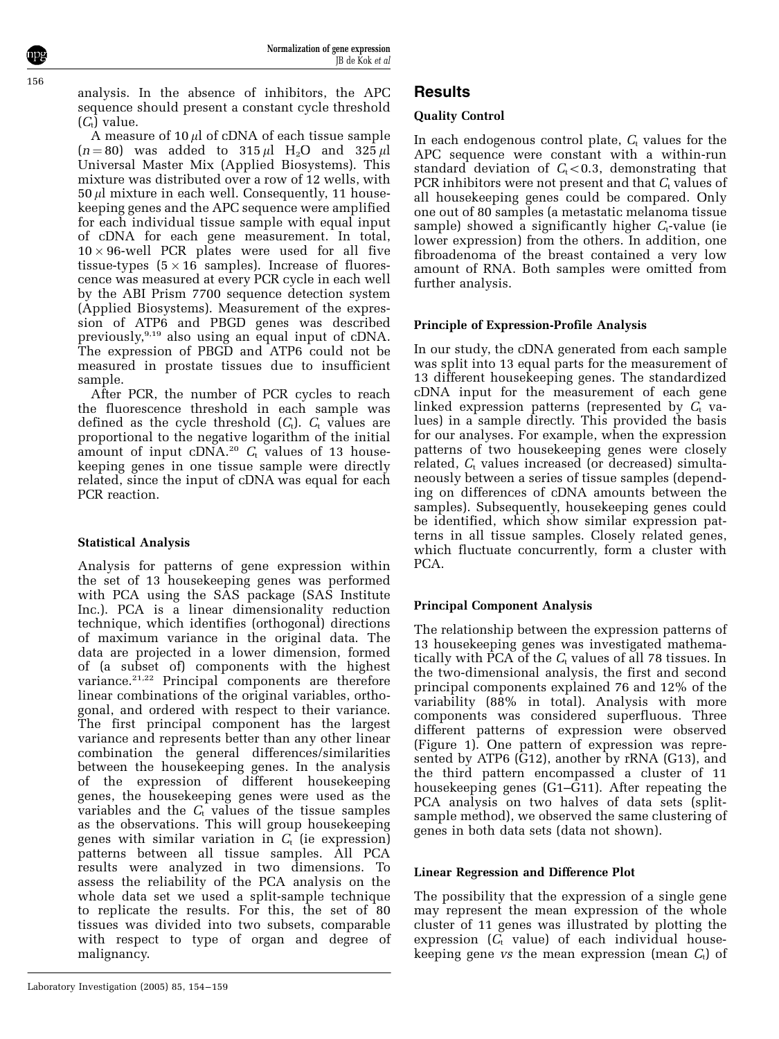analysis. In the absence of inhibitors, the APC sequence should present a constant cycle threshold ($C_t$) value.

A measure of 10 $\mu$l of cDNA of each tissue sample ($n = 80$) was added to 315 $\mu$l $H_2O$ and 325 $\mu$l Universal Master Mix (Applied Biosystems). This mixture was distributed over a row of 12 wells, with 50 $\mu$l mixture in each well. Consequently, 11 housekeeping genes and the APC sequence were amplified for each individual tissue sample with equal input of cDNA for each gene measurement. In total, $10 \times 96$-well PCR plates were used for all five tissue-types ($5 \times 16$ samples). Increase of fluorescence was measured at every PCR cycle in each well by the ABI Prism 7700 sequence detection system (Applied Biosystems). Measurement of the expression of ATP6 and PBGD genes was described previously,[9,19] also using an equal input of cDNA. The expression of PBGD and ATP6 could not be measured in prostate tissues due to insufficient sample.

After PCR, the number of PCR cycles to reach the fluorescence threshold in each sample was defined as the cycle threshold ($C_t$). $C_t$ values are proportional to the negative logarithm of the initial amount of input cDNA.[20] $C_t$ values of 13 housekeeping genes in one tissue sample were directly related, since the input of cDNA was equal for each PCR reaction.

### Statistical Analysis

Analysis for patterns of gene expression within the set of 13 housekeeping genes was performed with PCA using the SAS package (SAS Institute Inc.). PCA is a linear dimensionality reduction technique, which identifies (orthogonal) directions of maximum variance in the original data. The data are projected in a lower dimension, formed of (a subset of) components with the highest variance.[21,22] Principal components are therefore linear combinations of the original variables, orthogonal, and ordered with respect to their variance. The first principal component has the largest variance and represents better than any other linear combination the general differences/similarities between the housekeeping genes. In the analysis of the expression of different housekeeping genes, the housekeeping genes were used as the variables and the $C_t$ values of the tissue samples as the observations. This will group housekeeping genes with similar variation in $C_t$ (ie expression) patterns between all tissue samples. All PCA results were analyzed in two dimensions. To assess the reliability of the PCA analysis on the whole data set we used a split-sample technique to replicate the results. For this, the set of 80 tissues was divided into two subsets, comparable with respect to type of organ and degree of malignancy.

## Results

### Quality Control

In each endogenous control plate, $C_t$ values for the APC sequence were constant with a within-run standard deviation of $C_t < 0.3$, demonstrating that PCR inhibitors were not present and that $C_t$ values of all housekeeping genes could be compared. Only one out of 80 samples (a metastatic melanoma tissue sample) showed a significantly higher $C_t$-value (ie lower expression) from the others. In addition, one fibroadenoma of the breast contained a very low amount of RNA. Both samples were omitted from further analysis.

### Principle of Expression-Profile Analysis

In our study, the cDNA generated from each sample was split into 13 equal parts for the measurement of 13 different housekeeping genes. The standardized cDNA input for the measurement of each gene linked expression patterns (represented by $C_t$ values) in a sample directly. This provided the basis for our analyses. For example, when the expression patterns of two housekeeping genes were closely related, $C_t$ values increased (or decreased) simultaneously between a series of tissue samples (depending on differences of cDNA amounts between the samples). Subsequently, housekeeping genes could be identified, which show similar expression patterns in all tissue samples. Closely related genes, which fluctuate concurrently, form a cluster with PCA.

### Principal Component Analysis

The relationship between the expression patterns of 13 housekeeping genes was investigated mathematically with PCA of the $C_t$ values of all 78 tissues. In the two-dimensional analysis, the first and second principal components explained 76 and 12% of the variability (88% in total). Analysis with more components was considered superfluous. Three different patterns of expression were observed (Figure 1). One pattern of expression was represented by ATP6 (G12), another by rRNA (G13), and the third pattern encompassed a cluster of 11 housekeeping genes (G1–G11). After repeating the PCA analysis on two halves of data sets (split-sample method), we observed the same clustering of genes in both data sets (data not shown).

### Linear Regression and Difference Plot

The possibility that the expression of a single gene may represent the mean expression of the whole cluster of 11 genes was illustrated by plotting the expression ($C_t$ value) of each individual housekeeping gene *vs* the mean expression (mean $C_t$) of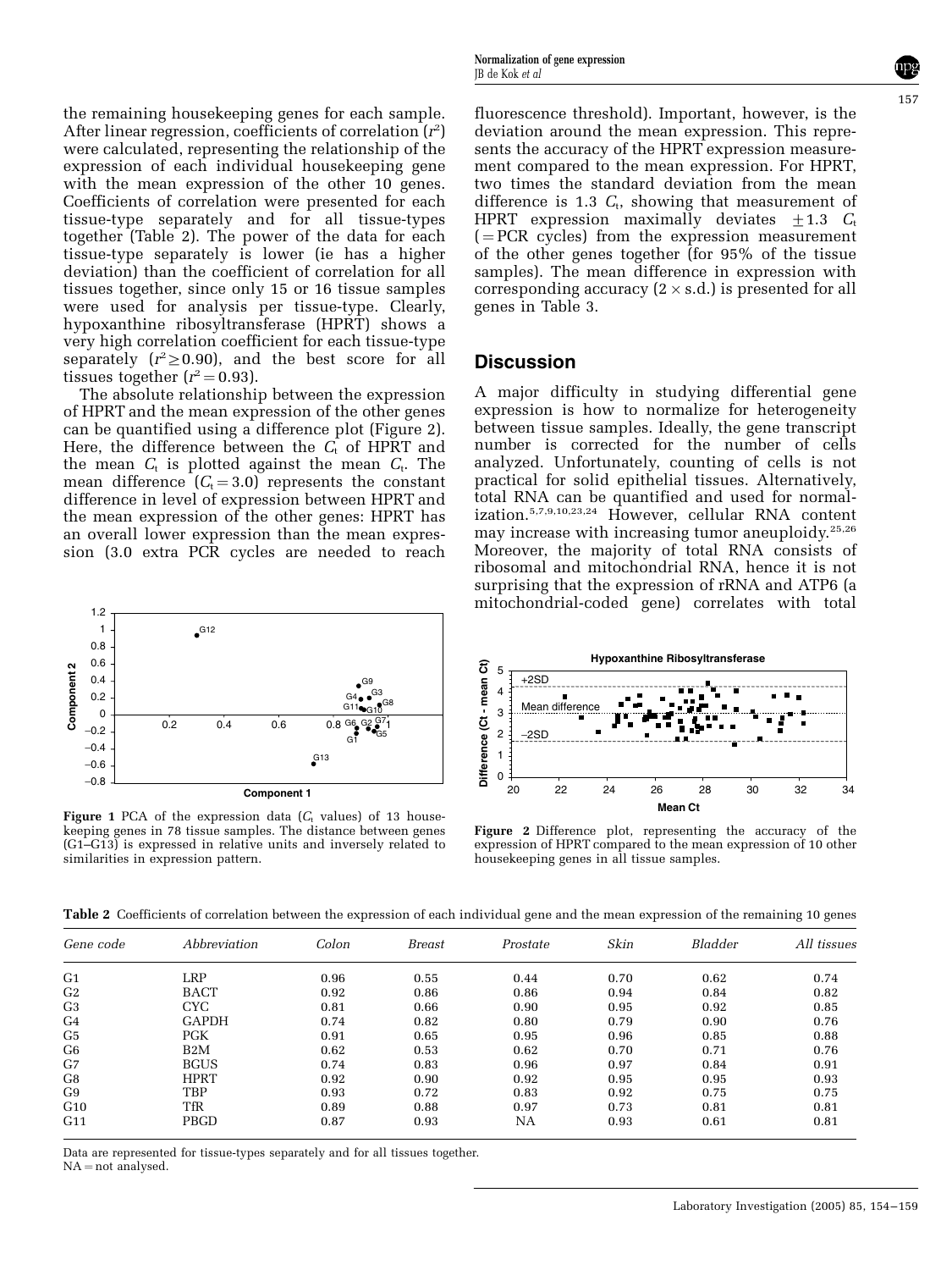the remaining housekeeping genes for each sample. After linear regression, coefficients of correlation ($r^2$) were calculated, representing the relationship of the expression of each individual housekeeping gene with the mean expression of the other 10 genes. Coefficients of correlation were presented for each tissue-type separately and for all tissue-types together (Table 2). The power of the data for each tissue-type separately is lower (ie has a higher deviation) than the coefficient of correlation for all tissues together, since only 15 or 16 tissue samples were used for analysis per tissue-type. Clearly, hypoxanthine ribosyltransferase (HPRT) shows a very high correlation coefficient for each tissue-type separately ($r^2 \geq 0.90$), and the best score for all tissues together ($r^2 = 0.93$).

The absolute relationship between the expression of HPRT and the mean expression of the other genes can be quantified using a difference plot (Figure 2). Here, the difference between the $C_t$ of HPRT and the mean $C_t$ is plotted against the mean $C_t$. The mean difference ($C_t = 3.0$) represents the constant difference in level of expression between HPRT and the mean expression of the other genes: HPRT has an overall lower expression than the mean expression (3.0 extra PCR cycles are needed to reach fluorescence threshold). Important, however, is the deviation around the mean expression. This represents the accuracy of the HPRT expression measurement compared to the mean expression. For HPRT, two times the standard deviation from the mean difference is 1.3 $C_t$, showing that measurement of HPRT expression maximally deviates $\pm 1.3$ $C_t$ (= PCR cycles) from the expression measurement of the other genes together (for 95% of the tissue samples). The mean difference in expression with corresponding accuracy ($2 \times$ s.d.) is presented for all genes in Table 3.

**Figure 1** PCA of the expression data ($C_t$ values) of 13 housekeeping genes in 78 tissue samples. The distance between genes (G1–G13) is expressed in relative units and inversely related to similarities in expression pattern.

**Figure 2** Difference plot, representing the accuracy of the expression of HPRT compared to the mean expression of 10 other housekeeping genes in all tissue samples.

## Discussion

A major difficulty in studying differential gene expression is how to normalize for heterogeneity between tissue samples. Ideally, the gene transcript number is corrected for the number of cells analyzed. Unfortunately, counting of cells is not practical for solid epithelial tissues. Alternatively, total RNA can be quantified and used for normalization.[5,7,9,10,23,24] However, cellular RNA content may increase with increasing tumor aneuploidy.[25,26] Moreover, the majority of total RNA consists of ribosomal and mitochondrial RNA, hence it is not surprising that the expression of rRNA and ATP6 (a mitochondrial-coded gene) correlates with total

**Table 2** Coefficients of correlation between the expression of each individual gene and the mean expression of the remaining 10 genes

| Gene code | Abbreviation | Colon | Breast | Prostate | Skin | Bladder | All tissues |
|---|---|---|---|---|---|---|---|
| G1 | LRP | 0.96 | 0.55 | 0.44 | 0.70 | 0.62 | 0.74 |
| G2 | BACT | 0.92 | 0.86 | 0.86 | 0.94 | 0.84 | 0.82 |
| G3 | CYC | 0.81 | 0.66 | 0.90 | 0.95 | 0.92 | 0.85 |
| G4 | GAPDH | 0.74 | 0.82 | 0.80 | 0.79 | 0.90 | 0.76 |
| G5 | PGK | 0.91 | 0.65 | 0.95 | 0.96 | 0.85 | 0.88 |
| G6 | B2M | 0.62 | 0.53 | 0.62 | 0.70 | 0.71 | 0.76 |
| G7 | BGUS | 0.74 | 0.83 | 0.96 | 0.97 | 0.84 | 0.91 |
| G8 | HPRT | 0.92 | 0.90 | 0.92 | 0.95 | 0.95 | 0.93 |
| G9 | TBP | 0.93 | 0.72 | 0.83 | 0.92 | 0.75 | 0.75 |
| G10 | TfR | 0.89 | 0.88 | 0.97 | 0.73 | 0.81 | 0.81 |
| G11 | PBGD | 0.87 | 0.93 | NA | 0.93 | 0.61 | 0.81 |

Data are represented for tissue-types separately and for all tissues together.
NA = not analysed.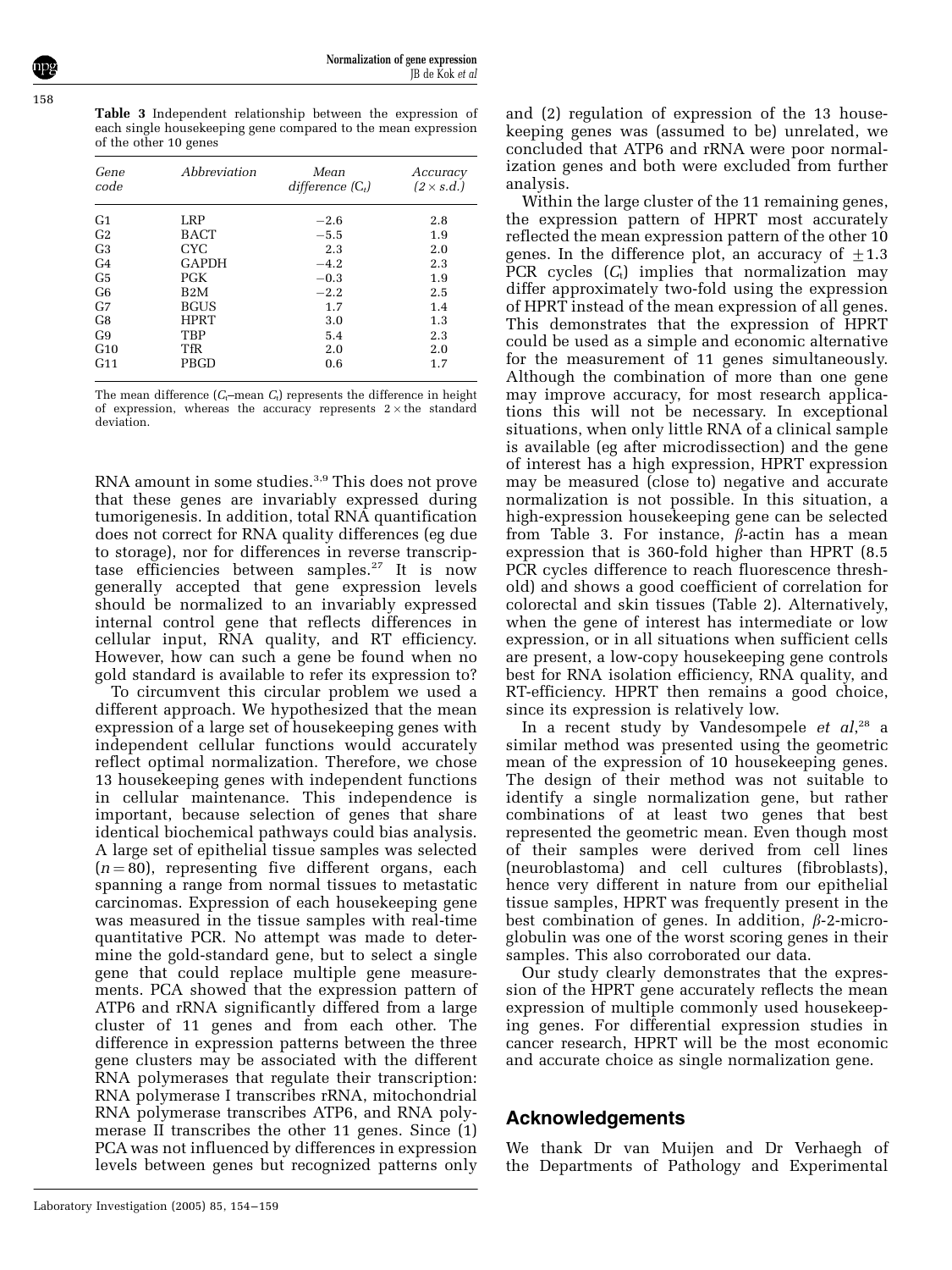**Table 3** Independent relationship between the expression of each single housekeeping gene compared to the mean expression of the other 10 genes

| Gene code | Abbreviation | Mean difference ($C_t$) | Accuracy ($2\times$ s.d.) |
|---|---|---|---|
| G1 | LRP | −2.6 | 2.8 |
| G2 | BACT | −5.5 | 1.9 |
| G3 | CYC | 2.3 | 2.0 |
| G4 | GAPDH | −4.2 | 2.3 |
| G5 | PGK | −0.3 | 1.9 |
| G6 | B2M | −2.2 | 2.5 |
| G7 | BGUS | 1.7 | 1.4 |
| G8 | HPRT | 3.0 | 1.3 |
| G9 | TBP | 5.4 | 2.3 |
| G10 | TfR | 2.0 | 2.0 |
| G11 | PBGD | 0.6 | 1.7 |

The mean difference ($C_t$–mean $C_t$) represents the difference in height of expression, whereas the accuracy represents $2\times$ the standard deviation.

RNA amount in some studies.[3,9] This does not prove that these genes are invariably expressed during tumorigenesis. In addition, total RNA quantification does not correct for RNA quality differences (eg due to storage), nor for differences in reverse transcriptase efficiencies between samples.[27] It is now generally accepted that gene expression levels should be normalized to an invariably expressed internal control gene that reflects differences in cellular input, RNA quality, and RT efficiency. However, how can such a gene be found when no gold standard is available to refer its expression to?

To circumvent this circular problem we used a different approach. We hypothesized that the mean expression of a large set of housekeeping genes with independent cellular functions would accurately reflect optimal normalization. Therefore, we chose 13 housekeeping genes with independent functions in cellular maintenance. This independence is important, because selection of genes that share identical biochemical pathways could bias analysis. A large set of epithelial tissue samples was selected ($n = 80$), representing five different organs, each spanning a range from normal tissues to metastatic carcinomas. Expression of each housekeeping gene was measured in the tissue samples with real-time quantitative PCR. No attempt was made to determine the gold-standard gene, but to select a single gene that could replace multiple gene measurements. PCA showed that the expression pattern of ATP6 and rRNA significantly differed from a large cluster of 11 genes and from each other. The difference in expression patterns between the three gene clusters may be associated with the different RNA polymerases that regulate their transcription: RNA polymerase I transcribes rRNA, mitochondrial RNA polymerase transcribes ATP6, and RNA polymerase II transcribes the other 11 genes. Since (1) PCA was not influenced by differences in expression levels between genes but recognized patterns only and (2) regulation of expression of the 13 housekeeping genes was (assumed to be) unrelated, we concluded that ATP6 and rRNA were poor normalization genes and both were excluded from further analysis.

Within the large cluster of the 11 remaining genes, the expression pattern of HPRT most accurately reflected the mean expression pattern of the other 10 genes. In the difference plot, an accuracy of $\pm 1.3$ PCR cycles ($C_t$) implies that normalization may differ approximately two-fold using the expression of HPRT instead of the mean expression of all genes. This demonstrates that the expression of HPRT could be used as a simple and economic alternative for the measurement of 11 genes simultaneously. Although the combination of more than one gene may improve accuracy, for most research applications this will not be necessary. In exceptional situations, when only little RNA of a clinical sample is available (eg after microdissection) and the gene of interest has a high expression, HPRT expression may be measured (close to) negative and accurate normalization is not possible. In this situation, a high-expression housekeeping gene can be selected from Table 3. For instance, $\beta$-actin has a mean expression that is 360-fold higher than HPRT (8.5 PCR cycles difference to reach fluorescence threshold) and shows a good coefficient of correlation for colorectal and skin tissues (Table 2). Alternatively, when the gene of interest has intermediate or low expression, or in all situations when sufficient cells are present, a low-copy housekeeping gene controls best for RNA isolation efficiency, RNA quality, and RT-efficiency. HPRT then remains a good choice, since its expression is relatively low.

In a recent study by Vandesompele *et al*,[28] a similar method was presented using the geometric mean of the expression of 10 housekeeping genes. The design of their method was not suitable to identify a single normalization gene, but rather combinations of at least two genes that best represented the geometric mean. Even though most of their samples were derived from cell lines (neuroblastoma) and cell cultures (fibroblasts), hence very different in nature from our epithelial tissue samples, HPRT was frequently present in the best combination of genes. In addition, $\beta$-2-microglobulin was one of the worst scoring genes in their samples. This also corroborated our data.

Our study clearly demonstrates that the expression of the HPRT gene accurately reflects the mean expression of multiple commonly used housekeeping genes. For differential expression studies in cancer research, HPRT will be the most economic and accurate choice as single normalization gene.

## Acknowledgements

We thank Dr van Muijen and Dr Verhaegh of the Departments of Pathology and Experimental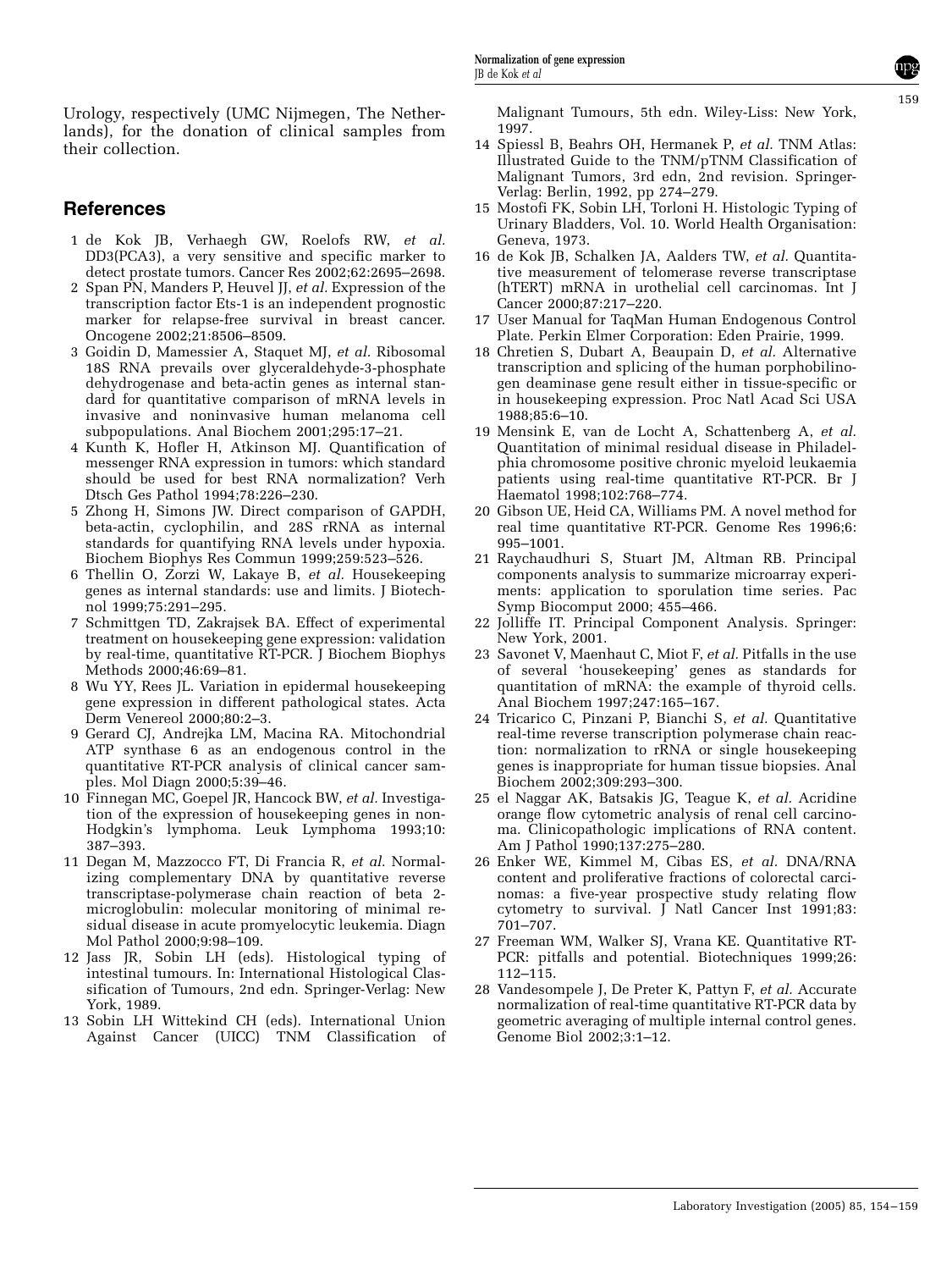Urology, respectively (UMC Nijmegen, The Netherlands), for the donation of clinical samples from their collection.

## References

1. de Kok JB, Verhaegh GW, Roelofs RW, *et al.* DD3(PCA3), a very sensitive and specific marker to detect prostate tumors. Cancer Res 2002;62:2695–2698.
2. Span PN, Manders P, Heuvel JJ, *et al.* Expression of the transcription factor Ets-1 is an independent prognostic marker for relapse-free survival in breast cancer. Oncogene 2002;21:8506–8509.
3. Goidin D, Mamessier A, Staquet MJ, *et al.* Ribosomal 18S RNA prevails over glyceraldehyde-3-phosphate dehydrogenase and beta-actin genes as internal standard for quantitative comparison of mRNA levels in invasive and noninvasive human melanoma cell subpopulations. Anal Biochem 2001;295:17–21.
4. Kunth K, Hofler H, Atkinson MJ. Quantification of messenger RNA expression in tumors: which standard should be used for best RNA normalization? Verh Dtsch Ges Pathol 1994;78:226–230.
5. Zhong H, Simons JW. Direct comparison of GAPDH, beta-actin, cyclophilin, and 28S rRNA as internal standards for quantifying RNA levels under hypoxia. Biochem Biophys Res Commun 1999;259:523–526.
6. Thellin O, Zorzi W, Lakaye B, *et al.* Housekeeping genes as internal standards: use and limits. J Biotechnol 1999;75:291–295.
7. Schmittgen TD, Zakrajsek BA. Effect of experimental treatment on housekeeping gene expression: validation by real-time, quantitative RT-PCR. J Biochem Biophys Methods 2000;46:69–81.
8. Wu YY, Rees JL. Variation in epidermal housekeeping gene expression in different pathological states. Acta Derm Venereol 2000;80:2–3.
9. Gerard CJ, Andrejka LM, Macina RA. Mitochondrial ATP synthase 6 as an endogenous control in the quantitative RT-PCR analysis of clinical cancer samples. Mol Diagn 2000;5:39–46.
10. Finnegan MC, Goepel JR, Hancock BW, *et al.* Investigation of the expression of housekeeping genes in non-Hodgkin's lymphoma. Leuk Lymphoma 1993;10: 387–393.
11. Degan M, Mazzocco FT, Di Francia R, *et al.* Normalizing complementary DNA by quantitative reverse transcriptase-polymerase chain reaction of beta 2-microglobulin: molecular monitoring of minimal residual disease in acute promyelocytic leukemia. Diagn Mol Pathol 2000;9:98–109.
12. Jass JR, Sobin LH (eds). Histological typing of intestinal tumours. In: International Histological Classification of Tumours, 2nd edn. Springer-Verlag: New York, 1989.
13. Sobin LH Wittekind CH (eds). International Union Against Cancer (UICC) TNM Classification of Malignant Tumours, 5th edn. Wiley-Liss: New York, 1997.
14. Spiessl B, Beahrs OH, Hermanek P, *et al.* TNM Atlas: Illustrated Guide to the TNM/pTNM Classification of Malignant Tumors, 3rd edn, 2nd revision. Springer-Verlag: Berlin, 1992, pp 274–279.
15. Mostofi FK, Sobin LH, Torloni H. Histologic Typing of Urinary Bladders, Vol. 10. World Health Organisation: Geneva, 1973.
16. de Kok JB, Schalken JA, Aalders TW, *et al.* Quantitative measurement of telomerase reverse transcriptase (hTERT) mRNA in urothelial cell carcinomas. Int J Cancer 2000;87:217–220.
17. User Manual for TaqMan Human Endogenous Control Plate. Perkin Elmer Corporation: Eden Prairie, 1999.
18. Chretien S, Dubart A, Beaupain D, *et al.* Alternative transcription and splicing of the human porphobilinogen deaminase gene result either in tissue-specific or in housekeeping expression. Proc Natl Acad Sci USA 1988;85:6–10.
19. Mensink E, van de Locht A, Schattenberg A, *et al.* Quantitation of minimal residual disease in Philadelphia chromosome positive chronic myeloid leukaemia patients using real-time quantitative RT-PCR. Br J Haematol 1998;102:768–774.
20. Gibson UE, Heid CA, Williams PM. A novel method for real time quantitative RT-PCR. Genome Res 1996;6: 995–1001.
21. Raychaudhuri S, Stuart JM, Altman RB. Principal components analysis to summarize microarray experiments: application to sporulation time series. Pac Symp Biocomput 2000; 455–466.
22. Jolliffe IT. Principal Component Analysis. Springer: New York, 2001.
23. Savonet V, Maenhaut C, Miot F, *et al.* Pitfalls in the use of several 'housekeeping' genes as standards for quantitation of mRNA: the example of thyroid cells. Anal Biochem 1997;247:165–167.
24. Tricarico C, Pinzani P, Bianchi S, *et al.* Quantitative real-time reverse transcription polymerase chain reaction: normalization to rRNA or single housekeeping genes is inappropriate for human tissue biopsies. Anal Biochem 2002;309:293–300.
25. el Naggar AK, Batsakis JG, Teague K, *et al.* Acridine orange flow cytometric analysis of renal cell carcinoma. Clinicopathologic implications of RNA content. Am J Pathol 1990;137:275–280.
26. Enker WE, Kimmel M, Cibas ES, *et al.* DNA/RNA content and proliferative fractions of colorectal carcinomas: a five-year prospective study relating flow cytometry to survival. J Natl Cancer Inst 1991;83: 701–707.
27. Freeman WM, Walker SJ, Vrana KE. Quantitative RT-PCR: pitfalls and potential. Biotechniques 1999;26: 112–115.
28. Vandesompele J, De Preter K, Pattyn F, *et al.* Accurate normalization of real-time quantitative RT-PCR data by geometric averaging of multiple internal control genes. Genome Biol 2002;3:1–12.